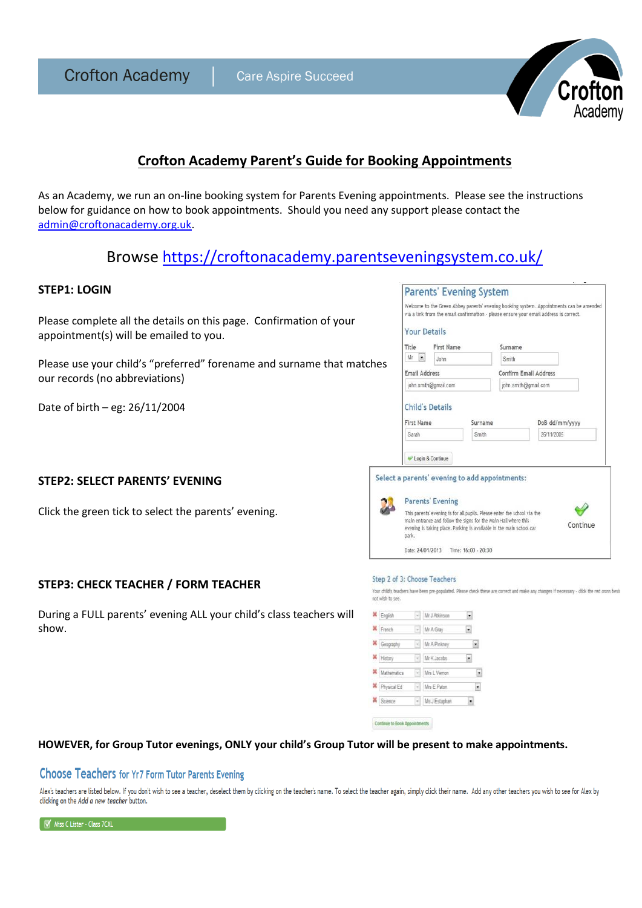Crofton Academy | Care Aspire Succeed

# Crofton Academy Parent's Guide for Booking Appointments

As an Academy, we run an on-line booking system for Parents Evening appointments. Please see the instructions below for guidance on how to book appointments. Should you need any support please contact the admin@croftonacademy.org.uk.

## Browse https://croftonacademy.parentseveningsystem.co.uk/

### STEP1: LOGIN

Please complete all the details on this page. Confirmation of your appointment(s) will be emailed to you.

Please use your child's "preferred" forename and surname that matches our records (no abbreviations)

Date of birth – eg: 26/11/2004

### STEP2: SELECT PARENTS' EVENING

Click the green tick to select the parents' evening.

### STEP3: CHECK TEACHER / FORM TEACHER

During a FULL parents' evening ALL your child's class teachers will show.

**HOWEVER, for Group Tutor evenings, ONLY your child's Group Tutor will be present to make appointments.**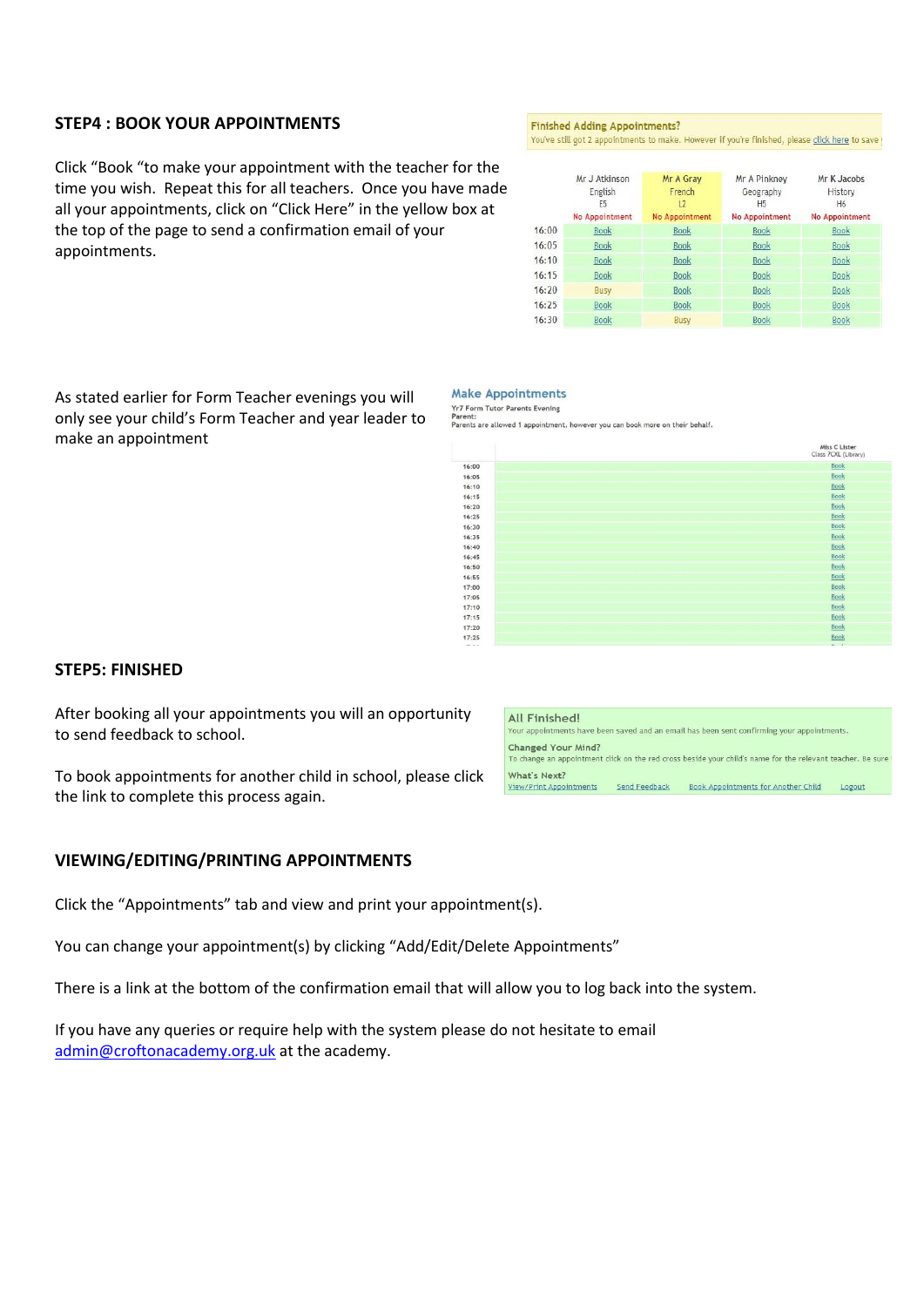## STEP4 : BOOK YOUR APPOINTMENTS

Click "Book "to make your appointment with the teacher for the time you wish. Repeat this for all teachers. Once you have made all your appointments, click on "Click Here" in the yellow box at the top of the page to send a confirmation email of your appointments.

**Finished Adding Appointments?**
You've still got 2 appointments to make. However if you're finished, please click here to save

| | Mr J Atkinson English E5 No Appointment | Mr A Gray French L2 No Appointment | Mr A Pinkney Geography H5 No Appointment | Mr K Jacobs History H6 No Appointment |
|---|---|---|---|---|
| 16:00 | Book | Book | Book | Book |
| 16:05 | Book | Book | Book | Book |
| 16:10 | Book | Book | Book | Book |
| 16:15 | Book | Book | Book | Book |
| 16:20 | Busy | Book | Book | Book |
| 16:25 | Book | Book | Book | Book |
| 16:30 | Book | Busy | Book | Book |

As stated earlier for Form Teacher evenings you will only see your child's Form Teacher and year leader to make an appointment

**Make Appointments**
Yr7 Form Tutor Parents Evening
Parent:
Parents are allowed 1 appointment, however you can book more on their behalf.

| | Miss C Lister Class 7CXL (Library) |
|---|---|
| 16:00 | Book |
| 16:05 | Book |
| 16:10 | Book |
| 16:15 | Book |
| 16:20 | Book |
| 16:25 | Book |
| 16:30 | Book |
| 16:35 | Book |
| 16:40 | Book |
| 16:45 | Book |
| 16:50 | Book |
| 16:55 | Book |
| 17:00 | Book |
| 17:05 | Book |
| 17:10 | Book |
| 17:15 | Book |
| 17:20 | Book |
| 17:25 | Book |

## STEP5: FINISHED

After booking all your appointments you will an opportunity to send feedback to school.

To book appointments for another child in school, please click the link to complete this process again.

**All Finished!**
Your appointments have been saved and an email has been sent confirming your appointments.
**Changed Your Mind?**
To change an appointment click on the red cross beside your child's name for the relevant teacher. Be sure
**What's Next?**
View/Print Appointments Send Feedback Book Appointments for Another Child Logout

## VIEWING/EDITING/PRINTING APPOINTMENTS

Click the "Appointments" tab and view and print your appointment(s).

You can change your appointment(s) by clicking "Add/Edit/Delete Appointments"

There is a link at the bottom of the confirmation email that will allow you to log back into the system.

If you have any queries or require help with the system please do not hesitate to email admin@croftonacademy.org.uk at the academy.